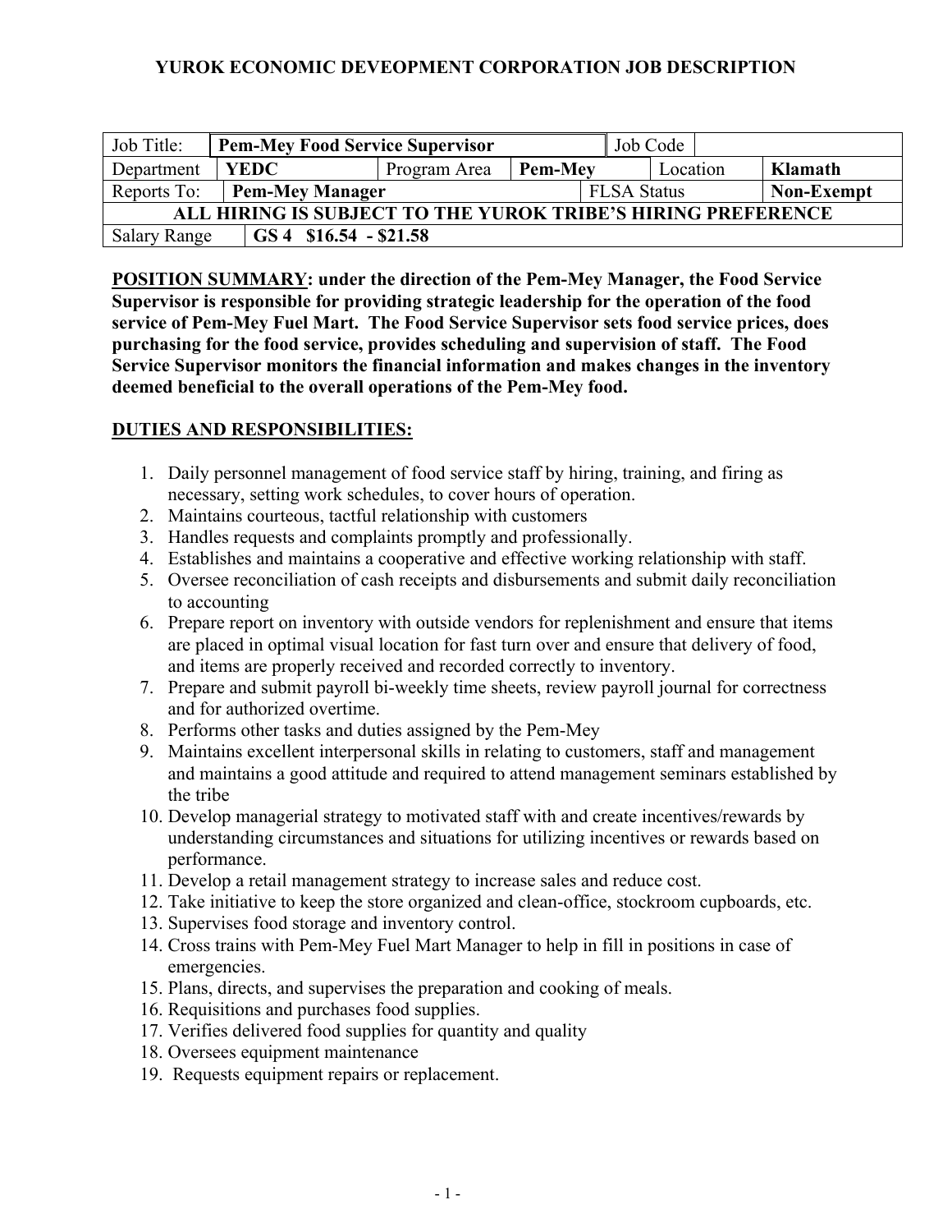# YUROK ECONOMIC DEVEOPMENT CORPORATION JOB DESCRIPTION

| Job Title: | **Pem-Mey Food Service Supervisor** | | | Job Code | | |
|---|---|---|---|---|---|---|
| Department | **YEDC** | Program Area | **Pem-Mey** | Location | | **Klamath** |
| Reports To: | **Pem-Mey Manager** | | | FLSA Status | | **Non-Exempt** |
| **ALL HIRING IS SUBJECT TO THE YUROK TRIBE'S HIRING PREFERENCE** | | | | | | |
| Salary Range | **GS 4 $16.54 - $21.58** | | | | | |

**POSITION SUMMARY: under the direction of the Pem-Mey Manager, the Food Service Supervisor is responsible for providing strategic leadership for the operation of the food service of Pem-Mey Fuel Mart. The Food Service Supervisor sets food service prices, does purchasing for the food service, provides scheduling and supervision of staff. The Food Service Supervisor monitors the financial information and makes changes in the inventory deemed beneficial to the overall operations of the Pem-Mey food.**

**DUTIES AND RESPONSIBILITIES:**

1. Daily personnel management of food service staff by hiring, training, and firing as necessary, setting work schedules, to cover hours of operation.
2. Maintains courteous, tactful relationship with customers
3. Handles requests and complaints promptly and professionally.
4. Establishes and maintains a cooperative and effective working relationship with staff.
5. Oversee reconciliation of cash receipts and disbursements and submit daily reconciliation to accounting
6. Prepare report on inventory with outside vendors for replenishment and ensure that items are placed in optimal visual location for fast turn over and ensure that delivery of food, and items are properly received and recorded correctly to inventory.
7. Prepare and submit payroll bi-weekly time sheets, review payroll journal for correctness and for authorized overtime.
8. Performs other tasks and duties assigned by the Pem-Mey
9. Maintains excellent interpersonal skills in relating to customers, staff and management and maintains a good attitude and required to attend management seminars established by the tribe
10. Develop managerial strategy to motivated staff with and create incentives/rewards by understanding circumstances and situations for utilizing incentives or rewards based on performance.
11. Develop a retail management strategy to increase sales and reduce cost.
12. Take initiative to keep the store organized and clean-office, stockroom cupboards, etc.
13. Supervises food storage and inventory control.
14. Cross trains with Pem-Mey Fuel Mart Manager to help in fill in positions in case of emergencies.
15. Plans, directs, and supervises the preparation and cooking of meals.
16. Requisitions and purchases food supplies.
17. Verifies delivered food supplies for quantity and quality
18. Oversees equipment maintenance
19. Requests equipment repairs or replacement.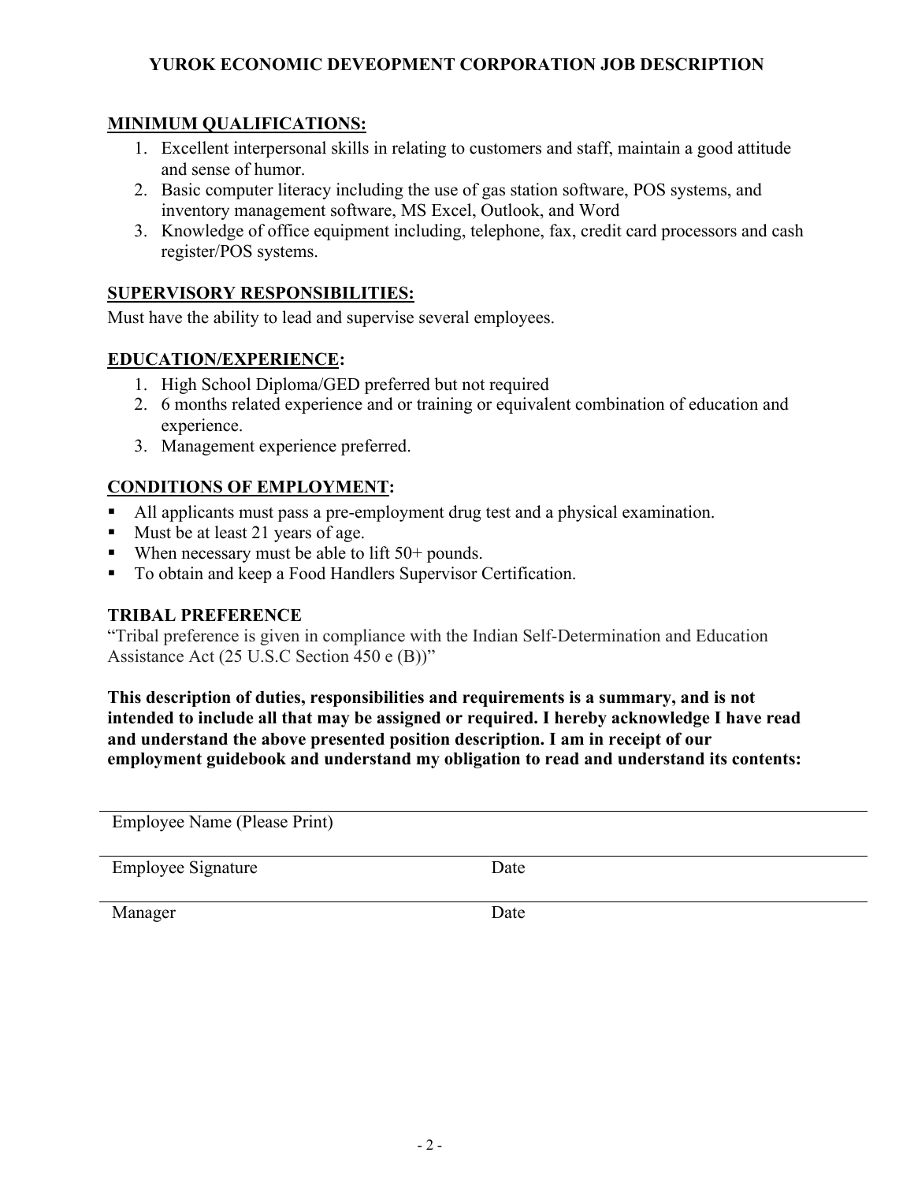**YUROK ECONOMIC DEVEOPMENT CORPORATION JOB DESCRIPTION**

## MINIMUM QUALIFICATIONS:

1. Excellent interpersonal skills in relating to customers and staff, maintain a good attitude and sense of humor.
2. Basic computer literacy including the use of gas station software, POS systems, and inventory management software, MS Excel, Outlook, and Word
3. Knowledge of office equipment including, telephone, fax, credit card processors and cash register/POS systems.

## SUPERVISORY RESPONSIBILITIES:

Must have the ability to lead and supervise several employees.

## EDUCATION/EXPERIENCE:

1. High School Diploma/GED preferred but not required
2. 6 months related experience and or training or equivalent combination of education and experience.
3. Management experience preferred.

## CONDITIONS OF EMPLOYMENT:

- All applicants must pass a pre-employment drug test and a physical examination.
- Must be at least 21 years of age.
- When necessary must be able to lift 50+ pounds.
- To obtain and keep a Food Handlers Supervisor Certification.

## TRIBAL PREFERENCE

"Tribal preference is given in compliance with the Indian Self-Determination and Education Assistance Act (25 U.S.C Section 450 e (B))"

**This description of duties, responsibilities and requirements is a summary, and is not intended to include all that may be assigned or required. I hereby acknowledge I have read and understand the above presented position description. I am in receipt of our employment guidebook and understand my obligation to read and understand its contents:**

Employee Name (Please Print)

Employee Signature Date

Manager Date